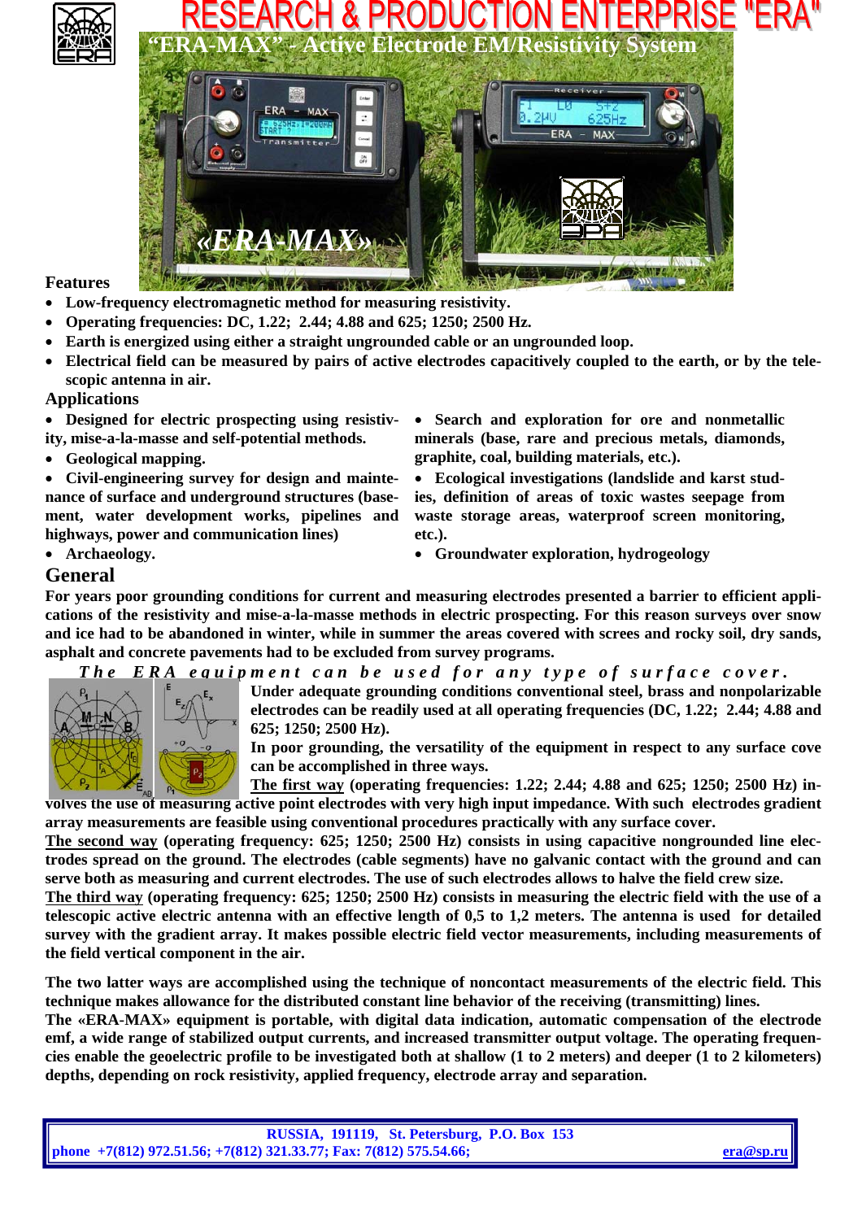# RESEARCH & PRODUCTION ENTERPRISE "ERA"

## "ERA-MAX" - Active Electrode EM/Resistivity System

### Features

- **Low-frequency electromagnetic method for measuring resistivity.**
- **Operating frequencies: DC, 1.22; 2.44; 4.88 and 625; 1250; 2500 Hz.**
- **Earth is energized using either a straight ungrounded cable or an ungrounded loop.**
- **Electrical field can be measured by pairs of active electrodes capacitively coupled to the earth, or by the telescopic antenna in air.**

### Applications

- **Designed for electric prospecting using resistivity, mise-a-la-masse and self-potential methods.**
- **Geological mapping.**
- **Civil-engineering survey for design and maintenance of surface and underground structures (basement, water development works, pipelines and highways, power and communication lines)**
- **Archaeology.**
- **Search and exploration for ore and nonmetallic minerals (base, rare and precious metals, diamonds, graphite, coal, building materials, etc.).**
- **Ecological investigations (landslide and karst studies, definition of areas of toxic wastes seepage from waste storage areas, waterproof screen monitoring, etc.).**
- **Groundwater exploration, hydrogeology**

## General

**For years poor grounding conditions for current and measuring electrodes presented a barrier to efficient applications of the resistivity and mise-a-la-masse methods in electric prospecting. For this reason surveys over snow and ice had to be abandoned in winter, while in summer the areas covered with screes and rocky soil, dry sands, asphalt and concrete pavements had to be excluded from survey programs.**

***The ERA equipment can be used for any type of surface cover.***

**Under adequate grounding conditions conventional steel, brass and nonpolarizable electrodes can be readily used at all operating frequencies (DC, 1.22; 2.44; 4.88 and 625; 1250; 2500 Hz).**

**In poor grounding, the versatility of the equipment in respect to any surface cove can be accomplished in three ways.**

**<u>The first way</u> (operating frequencies: 1.22; 2.44; 4.88 and 625; 1250; 2500 Hz) involves the use of measuring active point electrodes with very high input impedance. With such electrodes gradient array measurements are feasible using conventional procedures practically with any surface cover.**

**<u>The second way</u> (operating frequency: 625; 1250; 2500 Hz) consists in using capacitive nongrounded line electrodes spread on the ground. The electrodes (cable segments) have no galvanic contact with the ground and can serve both as measuring and current electrodes. The use of such electrodes allows to halve the field crew size.**

**<u>The third way</u> (operating frequency: 625; 1250; 2500 Hz) consists in measuring the electric field with the use of a telescopic active electric antenna with an effective length of 0,5 to 1,2 meters. The antenna is used for detailed survey with the gradient array. It makes possible electric field vector measurements, including measurements of the field vertical component in the air.**

**The two latter ways are accomplished using the technique of noncontact measurements of the electric field. This technique makes allowance for the distributed constant line behavior of the receiving (transmitting) lines.**

**The «ERA-MAX» equipment is portable, with digital data indication, automatic compensation of the electrode emf, a wide range of stabilized output currents, and increased transmitter output voltage. The operating frequencies enable the geoelectric profile to be investigated both at shallow (1 to 2 meters) and deeper (1 to 2 kilometers) depths, depending on rock resistivity, applied frequency, electrode array and separation.**

**RUSSIA, 191119, St. Petersburg, P.O. Box 153**
**phone +7(812) 972.51.56; +7(812) 321.33.77; Fax: 7(812) 575.54.66;** **era@sp.ru**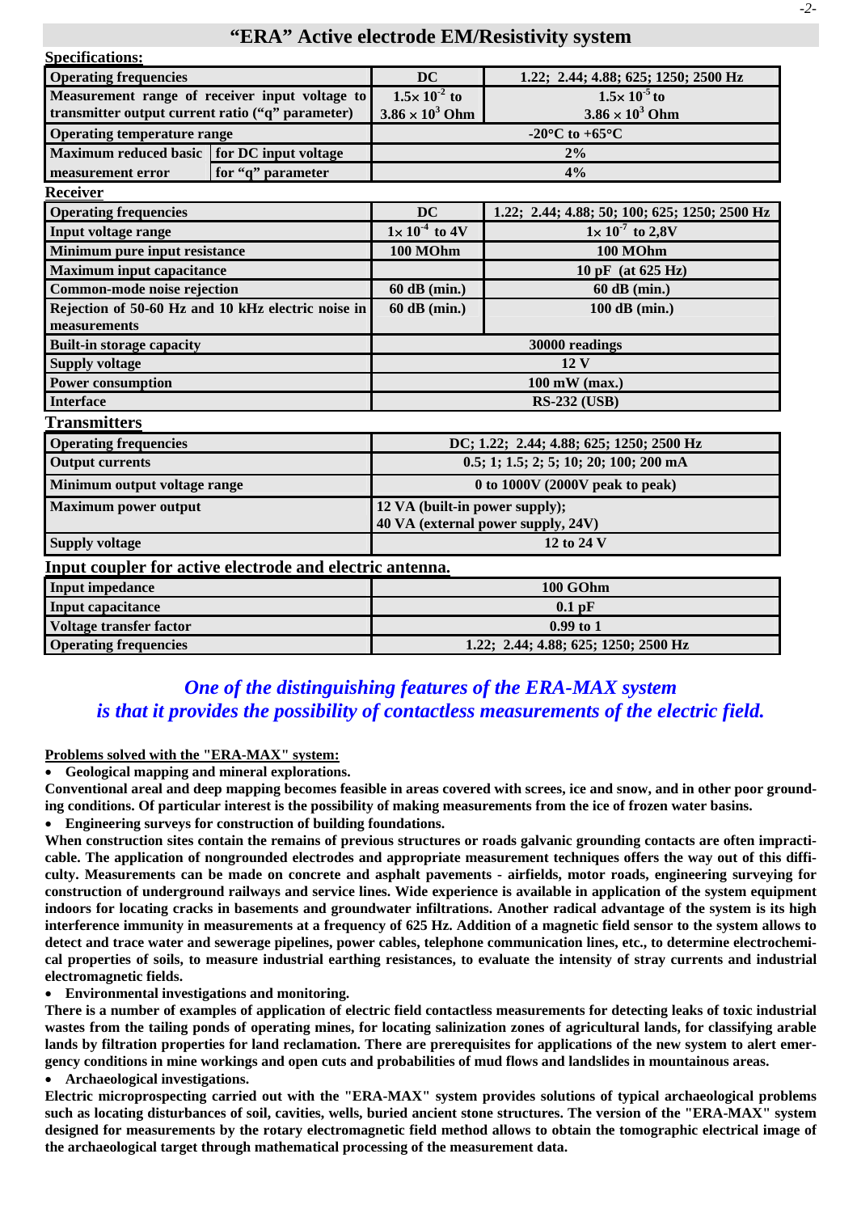# "ERA" Active electrode EM/Resistivity system

**Specifications:**

| | | DC | 1.22; 2.44; 4.88; 625; 1250; 2500 Hz |
|---|---|---|---|
| **Operating frequencies** | | **DC** | **1.22; 2.44; 4.88; 625; 1250; 2500 Hz** |
| **Measurement range of receiver input voltage to transmitter output current ratio ("q" parameter)** | | **$1.5\times 10^{-2}$ to $3.86\times 10^{3}$ Ohm** | **$1.5\times 10^{-5}$ to $3.86\times 10^{3}$ Ohm** |
| **Operating temperature range** | | **-20°C to +65°C** | |
| **Maximum reduced basic measurement error** | **for DC input voltage** | **2%** | |
| | **for "q" parameter** | **4%** | |

**Receiver**

| | DC | 1.22; 2.44; 4.88; 50; 100; 625; 1250; 2500 Hz |
|---|---|---|
| **Operating frequencies** | **DC** | **1.22; 2.44; 4.88; 50; 100; 625; 1250; 2500 Hz** |
| **Input voltage range** | **$1\times 10^{-4}$ to 4V** | **$1\times 10^{-7}$ to 2,8V** |
| **Minimum pure input resistance** | **100 MOhm** | **100 MOhm** |
| **Maximum input capacitance** | | **10 pF (at 625 Hz)** |
| **Common-mode noise rejection** | **60 dB (min.)** | **60 dB (min.)** |
| **Rejection of 50-60 Hz and 10 kHz electric noise in measurements** | **60 dB (min.)** | **100 dB (min.)** |
| **Built-in storage capacity** | **30000 readings** | |
| **Supply voltage** | **12 V** | |
| **Power consumption** | **100 mW (max.)** | |
| **Interface** | **RS-232 (USB)** | |

**Transmitters**

| | |
|---|---|
| **Operating frequencies** | **DC; 1.22; 2.44; 4.88; 625; 1250; 2500 Hz** |
| **Output currents** | **0.5; 1; 1.5; 2; 5; 10; 20; 100; 200 mA** |
| **Minimum output voltage range** | **0 to 1000V (2000V peak to peak)** |
| **Maximum power output** | **12 VA (built-in power supply); 40 VA (external power supply, 24V)** |
| **Supply voltage** | **12 to 24 V** |

**Input coupler for active electrode and electric antenna.**

| | |
|---|---|
| **Input impedance** | **100 GOhm** |
| **Input capacitance** | **0.1 pF** |
| **Voltage transfer factor** | **0.99 to 1** |
| **Operating frequencies** | **1.22; 2.44; 4.88; 625; 1250; 2500 Hz** |

***One of the distinguishing features of the ERA-MAX system is that it provides the possibility of contactless measurements of the electric field.***

**Problems solved with the "ERA-MAX" system:**

- **Geological mapping and mineral explorations.**

**Conventional areal and deep mapping becomes feasible in areas covered with screes, ice and snow, and in other poor grounding conditions. Of particular interest is the possibility of making measurements from the ice of frozen water basins.**

- **Engineering surveys for construction of building foundations.**

**When construction sites contain the remains of previous structures or roads galvanic grounding contacts are often impracticable. The application of nongrounded electrodes and appropriate measurement techniques offers the way out of this difficulty. Measurements can be made on concrete and asphalt pavements - airfields, motor roads, engineering surveying for construction of underground railways and service lines. Wide experience is available in application of the system equipment indoors for locating cracks in basements and groundwater infiltrations. Another radical advantage of the system is its high interference immunity in measurements at a frequency of 625 Hz. Addition of a magnetic field sensor to the system allows to detect and trace water and sewerage pipelines, power cables, telephone communication lines, etc., to determine electrochemical properties of soils, to measure industrial earthing resistances, to evaluate the intensity of stray currents and industrial electromagnetic fields.**

- **Environmental investigations and monitoring.**

**There is a number of examples of application of electric field contactless measurements for detecting leaks of toxic industrial wastes from the tailing ponds of operating mines, for locating salinization zones of agricultural lands, for classifying arable lands by filtration properties for land reclamation. There are prerequisites for applications of the new system to alert emergency conditions in mine workings and open cuts and probabilities of mud flows and landslides in mountainous areas.**

- **Archaeological investigations.**

**Electric microprospecting carried out with the "ERA-MAX" system provides solutions of typical archaeological problems such as locating disturbances of soil, cavities, wells, buried ancient stone structures. The version of the "ERA-MAX" system designed for measurements by the rotary electromagnetic field method allows to obtain the tomographic electrical image of the archaeological target through mathematical processing of the measurement data.**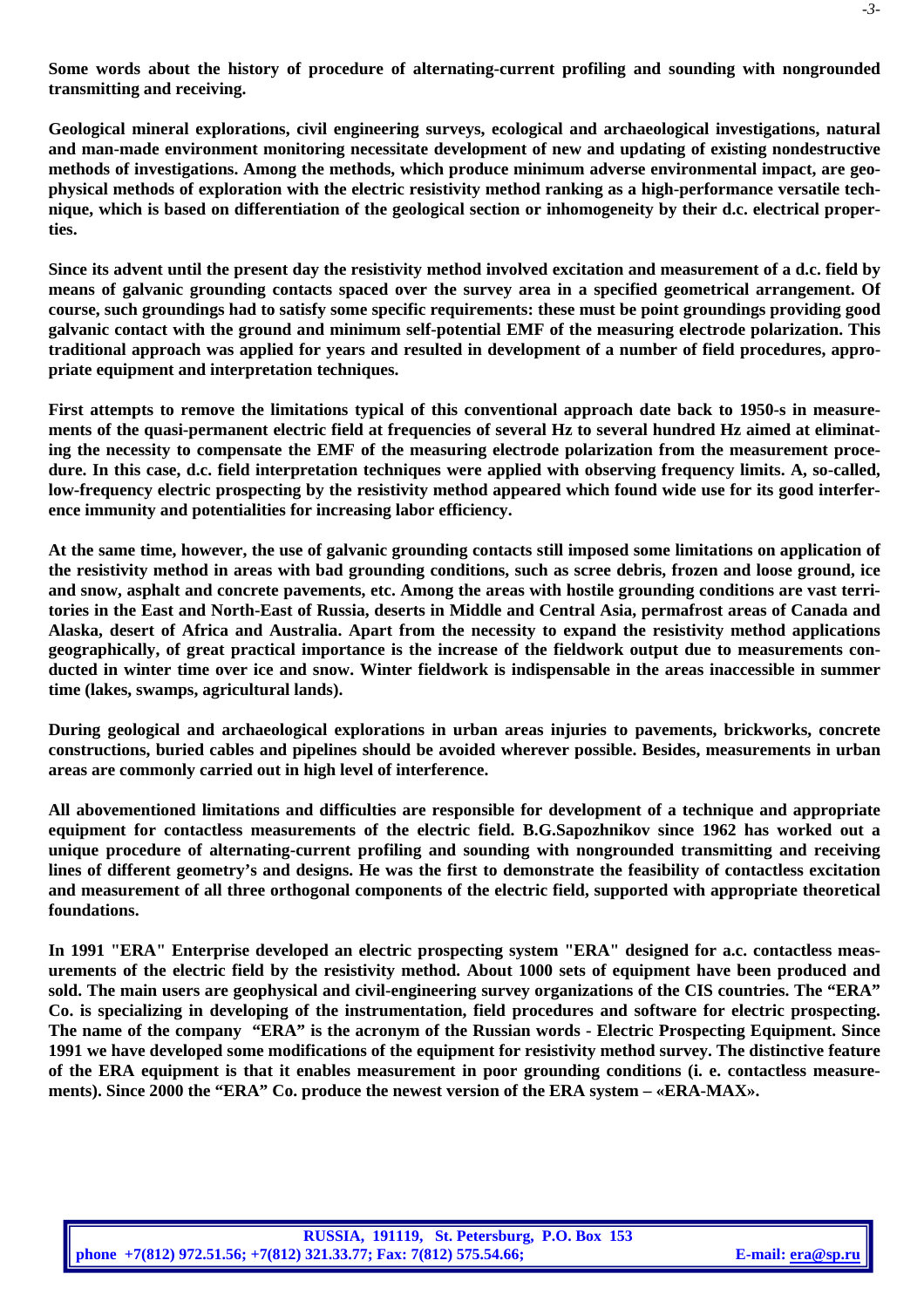**Some words about the history of procedure of alternating-current profiling and sounding with nongrounded transmitting and receiving.**

**Geological mineral explorations, civil engineering surveys, ecological and archaeological investigations, natural and man-made environment monitoring necessitate development of new and updating of existing nondestructive methods of investigations. Among the methods, which produce minimum adverse environmental impact, are geophysical methods of exploration with the electric resistivity method ranking as a high-performance versatile technique, which is based on differentiation of the geological section or inhomogeneity by their d.c. electrical properties.**

**Since its advent until the present day the resistivity method involved excitation and measurement of a d.c. field by means of galvanic grounding contacts spaced over the survey area in a specified geometrical arrangement. Of course, such groundings had to satisfy some specific requirements: these must be point groundings providing good galvanic contact with the ground and minimum self-potential EMF of the measuring electrode polarization. This traditional approach was applied for years and resulted in development of a number of field procedures, appropriate equipment and interpretation techniques.**

**First attempts to remove the limitations typical of this conventional approach date back to 1950-s in measurements of the quasi-permanent electric field at frequencies of several Hz to several hundred Hz aimed at eliminating the necessity to compensate the EMF of the measuring electrode polarization from the measurement procedure. In this case, d.c. field interpretation techniques were applied with observing frequency limits. A, so-called, low-frequency electric prospecting by the resistivity method appeared which found wide use for its good interference immunity and potentialities for increasing labor efficiency.**

**At the same time, however, the use of galvanic grounding contacts still imposed some limitations on application of the resistivity method in areas with bad grounding conditions, such as scree debris, frozen and loose ground, ice and snow, asphalt and concrete pavements, etc. Among the areas with hostile grounding conditions are vast territories in the East and North-East of Russia, deserts in Middle and Central Asia, permafrost areas of Canada and Alaska, desert of Africa and Australia. Apart from the necessity to expand the resistivity method applications geographically, of great practical importance is the increase of the fieldwork output due to measurements conducted in winter time over ice and snow. Winter fieldwork is indispensable in the areas inaccessible in summer time (lakes, swamps, agricultural lands).**

**During geological and archaeological explorations in urban areas injuries to pavements, brickworks, concrete constructions, buried cables and pipelines should be avoided wherever possible. Besides, measurements in urban areas are commonly carried out in high level of interference.**

**All abovementioned limitations and difficulties are responsible for development of a technique and appropriate equipment for contactless measurements of the electric field. B.G.Sapozhnikov since 1962 has worked out a unique procedure of alternating-current profiling and sounding with nongrounded transmitting and receiving lines of different geometry's and designs. He was the first to demonstrate the feasibility of contactless excitation and measurement of all three orthogonal components of the electric field, supported with appropriate theoretical foundations.**

**In 1991 "ERA" Enterprise developed an electric prospecting system "ERA" designed for a.c. contactless measurements of the electric field by the resistivity method. About 1000 sets of equipment have been produced and sold. The main users are geophysical and civil-engineering survey organizations of the CIS countries. The "ERA" Co. is specializing in developing of the instrumentation, field procedures and software for electric prospecting. The name of the company "ERA" is the acronym of the Russian words - Electric Prospecting Equipment. Since 1991 we have developed some modifications of the equipment for resistivity method survey. The distinctive feature of the ERA equipment is that it enables measurement in poor grounding conditions (i. e. contactless measurements). Since 2000 the "ERA" Co. produce the newest version of the ERA system – «ERA-MAX».**